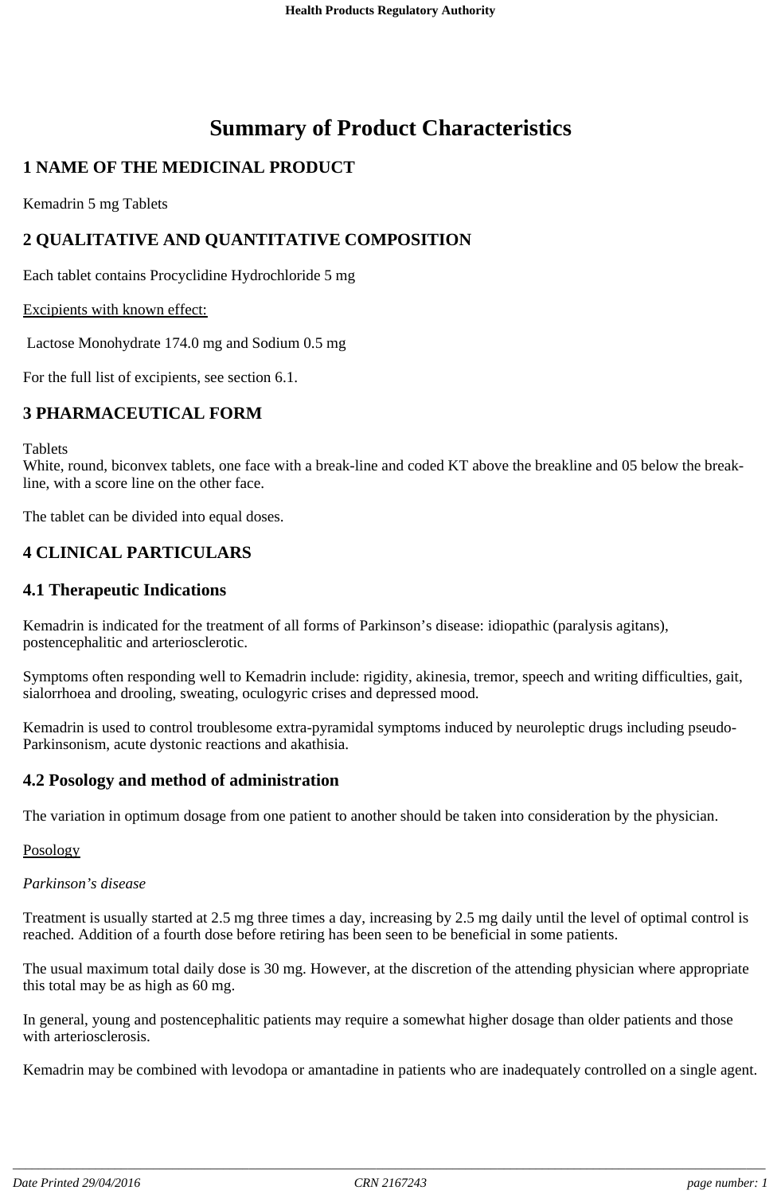# Summary of Product Characteristics

## 1 NAME OF THE MEDICINAL PRODUCT

Kemadrin 5 mg Tablets

## 2 QUALITATIVE AND QUANTITATIVE COMPOSITION

Each tablet contains Procyclidine Hydrochloride 5 mg

Excipients with known effect:

Lactose Monohydrate 174.0 mg and Sodium 0.5 mg

For the full list of excipients, see section 6.1.

## 3 PHARMACEUTICAL FORM

Tablets
White, round, biconvex tablets, one face with a break-line and coded KT above the breakline and 05 below the break-line, with a score line on the other face.

The tablet can be divided into equal doses.

## 4 CLINICAL PARTICULARS

### 4.1 Therapeutic Indications

Kemadrin is indicated for the treatment of all forms of Parkinson's disease: idiopathic (paralysis agitans), postencephalitic and arteriosclerotic.

Symptoms often responding well to Kemadrin include: rigidity, akinesia, tremor, speech and writing difficulties, gait, sialorrhoea and drooling, sweating, oculogyric crises and depressed mood.

Kemadrin is used to control troublesome extra-pyramidal symptoms induced by neuroleptic drugs including pseudo-Parkinsonism, acute dystonic reactions and akathisia.

### 4.2 Posology and method of administration

The variation in optimum dosage from one patient to another should be taken into consideration by the physician.

Posology

*Parkinson's disease*

Treatment is usually started at 2.5 mg three times a day, increasing by 2.5 mg daily until the level of optimal control is reached. Addition of a fourth dose before retiring has been seen to be beneficial in some patients.

The usual maximum total daily dose is 30 mg. However, at the discretion of the attending physician where appropriate this total may be as high as 60 mg.

In general, young and postencephalitic patients may require a somewhat higher dosage than older patients and those with arteriosclerosis.

Kemadrin may be combined with levodopa or amantadine in patients who are inadequately controlled on a single agent.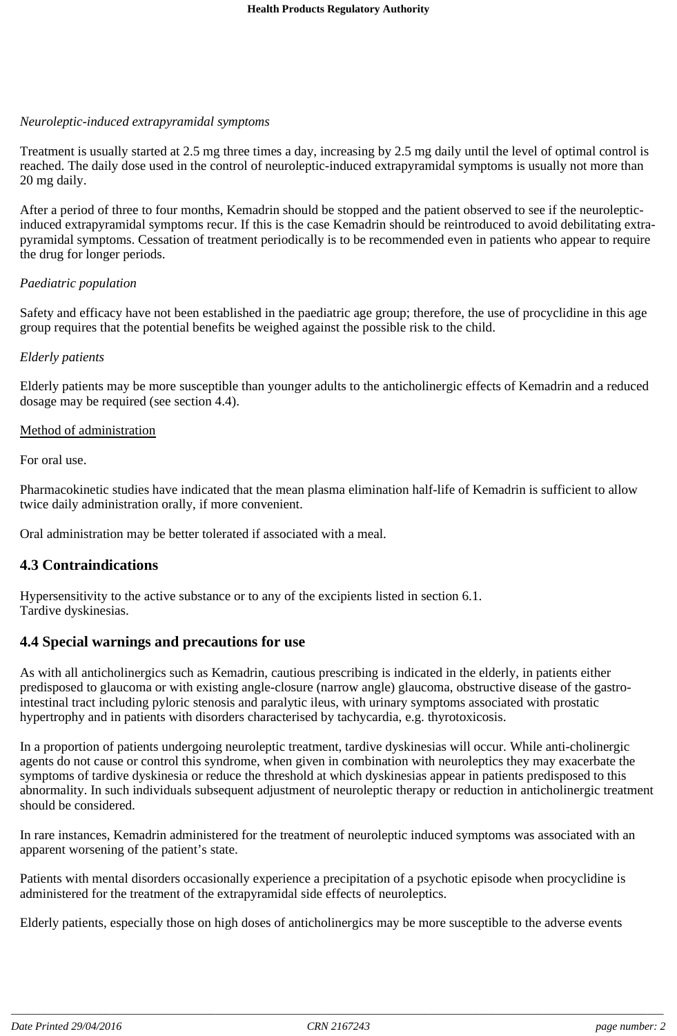*Neuroleptic-induced extrapyramidal symptoms*

Treatment is usually started at 2.5 mg three times a day, increasing by 2.5 mg daily until the level of optimal control is reached. The daily dose used in the control of neuroleptic-induced extrapyramidal symptoms is usually not more than 20 mg daily.

After a period of three to four months, Kemadrin should be stopped and the patient observed to see if the neuroleptic-induced extrapyramidal symptoms recur. If this is the case Kemadrin should be reintroduced to avoid debilitating extra-pyramidal symptoms. Cessation of treatment periodically is to be recommended even in patients who appear to require the drug for longer periods.

*Paediatric population*

Safety and efficacy have not been established in the paediatric age group; therefore, the use of procyclidine in this age group requires that the potential benefits be weighed against the possible risk to the child.

*Elderly patients*

Elderly patients may be more susceptible than younger adults to the anticholinergic effects of Kemadrin and a reduced dosage may be required (see section 4.4).

Method of administration

For oral use.

Pharmacokinetic studies have indicated that the mean plasma elimination half-life of Kemadrin is sufficient to allow twice daily administration orally, if more convenient.

Oral administration may be better tolerated if associated with a meal.

## 4.3 Contraindications

Hypersensitivity to the active substance or to any of the excipients listed in section 6.1.
Tardive dyskinesias.

## 4.4 Special warnings and precautions for use

As with all anticholinergics such as Kemadrin, cautious prescribing is indicated in the elderly, in patients either predisposed to glaucoma or with existing angle-closure (narrow angle) glaucoma, obstructive disease of the gastro-intestinal tract including pyloric stenosis and paralytic ileus, with urinary symptoms associated with prostatic hypertrophy and in patients with disorders characterised by tachycardia, e.g. thyrotoxicosis.

In a proportion of patients undergoing neuroleptic treatment, tardive dyskinesias will occur. While anti-cholinergic agents do not cause or control this syndrome, when given in combination with neuroleptics they may exacerbate the symptoms of tardive dyskinesia or reduce the threshold at which dyskinesias appear in patients predisposed to this abnormality. In such individuals subsequent adjustment of neuroleptic therapy or reduction in anticholinergic treatment should be considered.

In rare instances, Kemadrin administered for the treatment of neuroleptic induced symptoms was associated with an apparent worsening of the patient's state.

Patients with mental disorders occasionally experience a precipitation of a psychotic episode when procyclidine is administered for the treatment of the extrapyramidal side effects of neuroleptics.

Elderly patients, especially those on high doses of anticholinergics may be more susceptible to the adverse events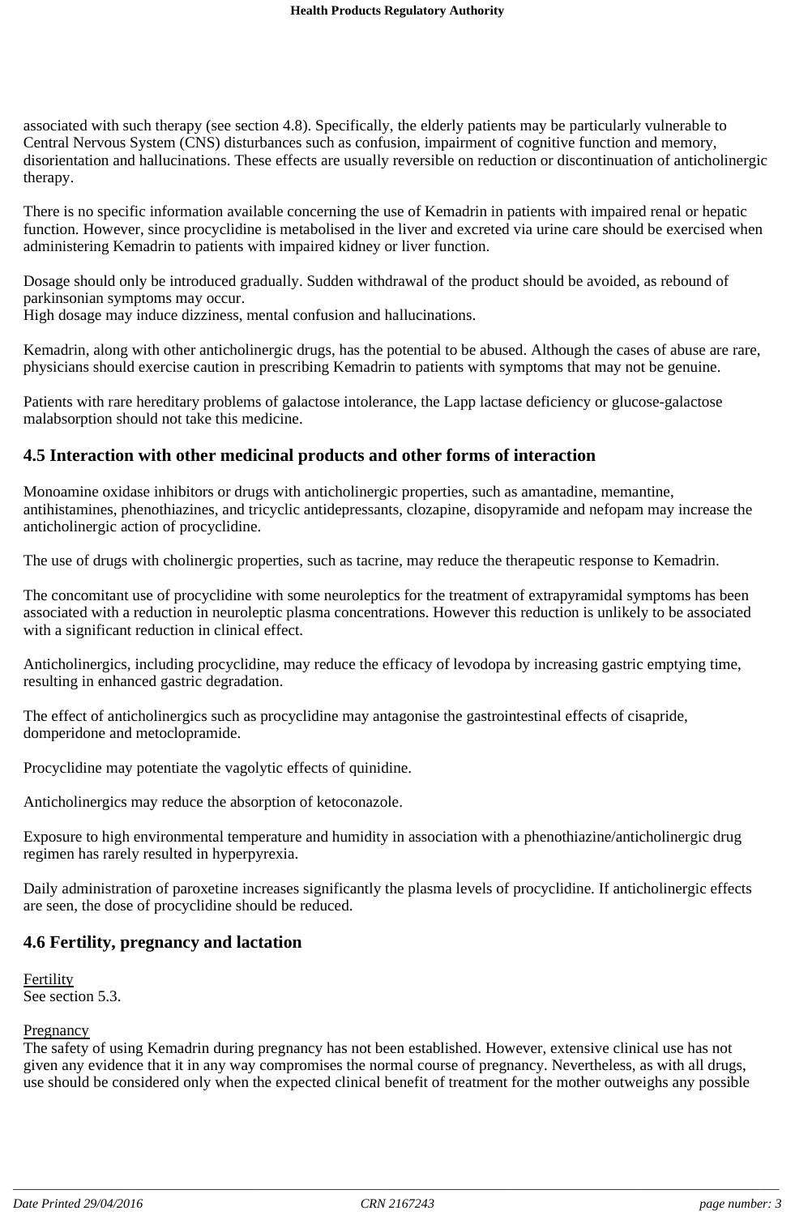associated with such therapy (see section 4.8). Specifically, the elderly patients may be particularly vulnerable to Central Nervous System (CNS) disturbances such as confusion, impairment of cognitive function and memory, disorientation and hallucinations. These effects are usually reversible on reduction or discontinuation of anticholinergic therapy.

There is no specific information available concerning the use of Kemadrin in patients with impaired renal or hepatic function. However, since procyclidine is metabolised in the liver and excreted via urine care should be exercised when administering Kemadrin to patients with impaired kidney or liver function.

Dosage should only be introduced gradually. Sudden withdrawal of the product should be avoided, as rebound of parkinsonian symptoms may occur.
High dosage may induce dizziness, mental confusion and hallucinations.

Kemadrin, along with other anticholinergic drugs, has the potential to be abused. Although the cases of abuse are rare, physicians should exercise caution in prescribing Kemadrin to patients with symptoms that may not be genuine.

Patients with rare hereditary problems of galactose intolerance, the Lapp lactase deficiency or glucose-galactose malabsorption should not take this medicine.

## 4.5 Interaction with other medicinal products and other forms of interaction

Monoamine oxidase inhibitors or drugs with anticholinergic properties, such as amantadine, memantine, antihistamines, phenothiazines, and tricyclic antidepressants, clozapine, disopyramide and nefopam may increase the anticholinergic action of procyclidine.

The use of drugs with cholinergic properties, such as tacrine, may reduce the therapeutic response to Kemadrin.

The concomitant use of procyclidine with some neuroleptics for the treatment of extrapyramidal symptoms has been associated with a reduction in neuroleptic plasma concentrations. However this reduction is unlikely to be associated with a significant reduction in clinical effect.

Anticholinergics, including procyclidine, may reduce the efficacy of levodopa by increasing gastric emptying time, resulting in enhanced gastric degradation.

The effect of anticholinergics such as procyclidine may antagonise the gastrointestinal effects of cisapride, domperidone and metoclopramide.

Procyclidine may potentiate the vagolytic effects of quinidine.

Anticholinergics may reduce the absorption of ketoconazole.

Exposure to high environmental temperature and humidity in association with a phenothiazine/anticholinergic drug regimen has rarely resulted in hyperpyrexia.

Daily administration of paroxetine increases significantly the plasma levels of procyclidine. If anticholinergic effects are seen, the dose of procyclidine should be reduced.

## 4.6 Fertility, pregnancy and lactation

<u>Fertility</u>
See section 5.3.

<u>Pregnancy</u>
The safety of using Kemadrin during pregnancy has not been established. However, extensive clinical use has not given any evidence that it in any way compromises the normal course of pregnancy. Nevertheless, as with all drugs, use should be considered only when the expected clinical benefit of treatment for the mother outweighs any possible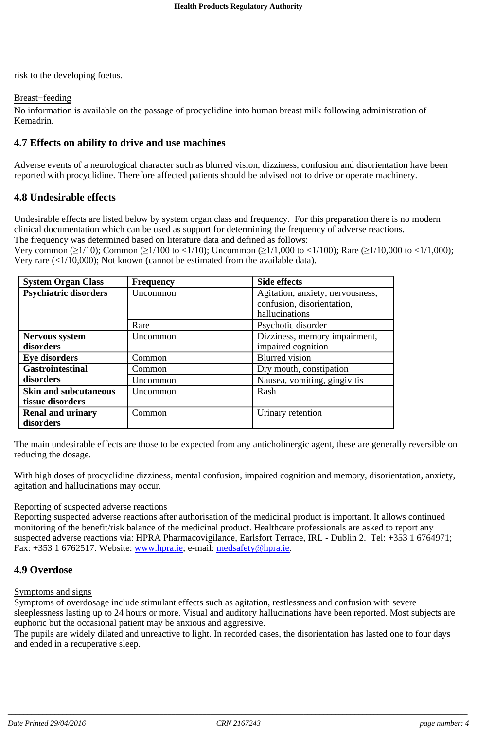risk to the developing foetus.

Breast-feeding

No information is available on the passage of procyclidine into human breast milk following administration of Kemadrin.

## 4.7 Effects on ability to drive and use machines

Adverse events of a neurological character such as blurred vision, dizziness, confusion and disorientation have been reported with procyclidine. Therefore affected patients should be advised not to drive or operate machinery.

## 4.8 Undesirable effects

Undesirable effects are listed below by system organ class and frequency. For this preparation there is no modern clinical documentation which can be used as support for determining the frequency of adverse reactions.
The frequency was determined based on literature data and defined as follows:
Very common (≥1/10); Common (≥1/100 to <1/10); Uncommon (≥1/1,000 to <1/100); Rare (≥1/10,000 to <1/1,000); Very rare (<1/10,000); Not known (cannot be estimated from the available data).

| System Organ Class | Frequency | Side effects |
|---|---|---|
| **Psychiatric disorders** | Uncommon | Agitation, anxiety, nervousness, confusion, disorientation, hallucinations |
| | Rare | Psychotic disorder |
| **Nervous system disorders** | Uncommon | Dizziness, memory impairment, impaired cognition |
| **Eye disorders** | Common | Blurred vision |
| **Gastrointestinal disorders** | Common | Dry mouth, constipation |
| | Uncommon | Nausea, vomiting, gingivitis |
| **Skin and subcutaneous tissue disorders** | Uncommon | Rash |
| **Renal and urinary disorders** | Common | Urinary retention |

The main undesirable effects are those to be expected from any anticholinergic agent, these are generally reversible on reducing the dosage.

With high doses of procyclidine dizziness, mental confusion, impaired cognition and memory, disorientation, anxiety, agitation and hallucinations may occur.

Reporting of suspected adverse reactions

Reporting suspected adverse reactions after authorisation of the medicinal product is important. It allows continued monitoring of the benefit/risk balance of the medicinal product. Healthcare professionals are asked to report any suspected adverse reactions via: HPRA Pharmacovigilance, Earlsfort Terrace, IRL - Dublin 2. Tel: +353 1 6764971; Fax: +353 1 6762517. Website: www.hpra.ie; e-mail: medsafety@hpra.ie.

## 4.9 Overdose

Symptoms and signs

Symptoms of overdosage include stimulant effects such as agitation, restlessness and confusion with severe sleeplessness lasting up to 24 hours or more. Visual and auditory hallucinations have been reported. Most subjects are euphoric but the occasional patient may be anxious and aggressive.
The pupils are widely dilated and unreactive to light. In recorded cases, the disorientation has lasted one to four days and ended in a recuperative sleep.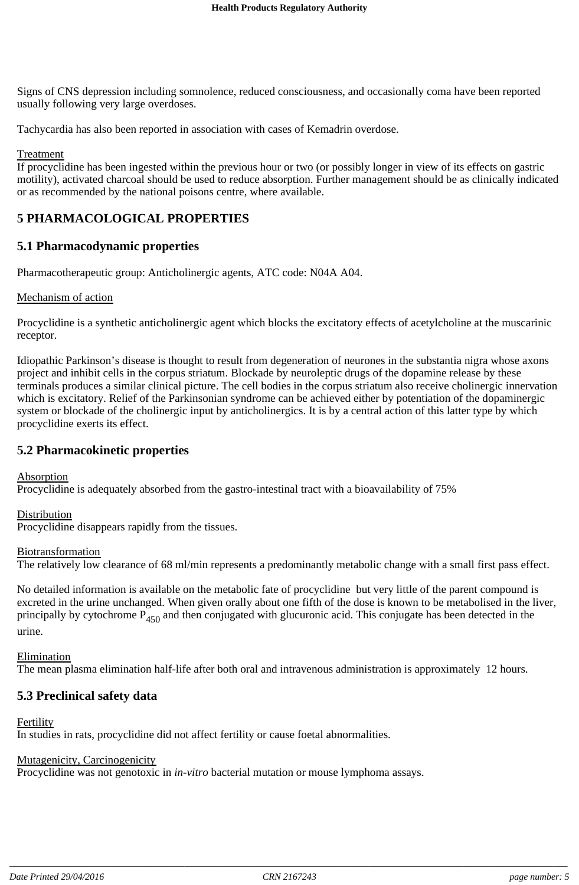Signs of CNS depression including somnolence, reduced consciousness, and occasionally coma have been reported usually following very large overdoses.

Tachycardia has also been reported in association with cases of Kemadrin overdose.

Treatment

If procyclidine has been ingested within the previous hour or two (or possibly longer in view of its effects on gastric motility), activated charcoal should be used to reduce absorption. Further management should be as clinically indicated or as recommended by the national poisons centre, where available.

## 5 PHARMACOLOGICAL PROPERTIES

### 5.1 Pharmacodynamic properties

Pharmacotherapeutic group: Anticholinergic agents, ATC code: N04A A04.

Mechanism of action

Procyclidine is a synthetic anticholinergic agent which blocks the excitatory effects of acetylcholine at the muscarinic receptor.

Idiopathic Parkinson's disease is thought to result from degeneration of neurones in the substantia nigra whose axons project and inhibit cells in the corpus striatum. Blockade by neuroleptic drugs of the dopamine release by these terminals produces a similar clinical picture. The cell bodies in the corpus striatum also receive cholinergic innervation which is excitatory. Relief of the Parkinsonian syndrome can be achieved either by potentiation of the dopaminergic system or blockade of the cholinergic input by anticholinergics. It is by a central action of this latter type by which procyclidine exerts its effect.

### 5.2 Pharmacokinetic properties

Absorption

Procyclidine is adequately absorbed from the gastro-intestinal tract with a bioavailability of 75%

Distribution

Procyclidine disappears rapidly from the tissues.

Biotransformation

The relatively low clearance of 68 ml/min represents a predominantly metabolic change with a small first pass effect.

No detailed information is available on the metabolic fate of procyclidine but very little of the parent compound is excreted in the urine unchanged. When given orally about one fifth of the dose is known to be metabolised in the liver, principally by cytochrome $P_{450}$ and then conjugated with glucuronic acid. This conjugate has been detected in the urine.

Elimination

The mean plasma elimination half-life after both oral and intravenous administration is approximately 12 hours.

### 5.3 Preclinical safety data

Fertility

In studies in rats, procyclidine did not affect fertility or cause foetal abnormalities.

Mutagenicity, Carcinogenicity

Procyclidine was not genotoxic in *in-vitro* bacterial mutation or mouse lymphoma assays.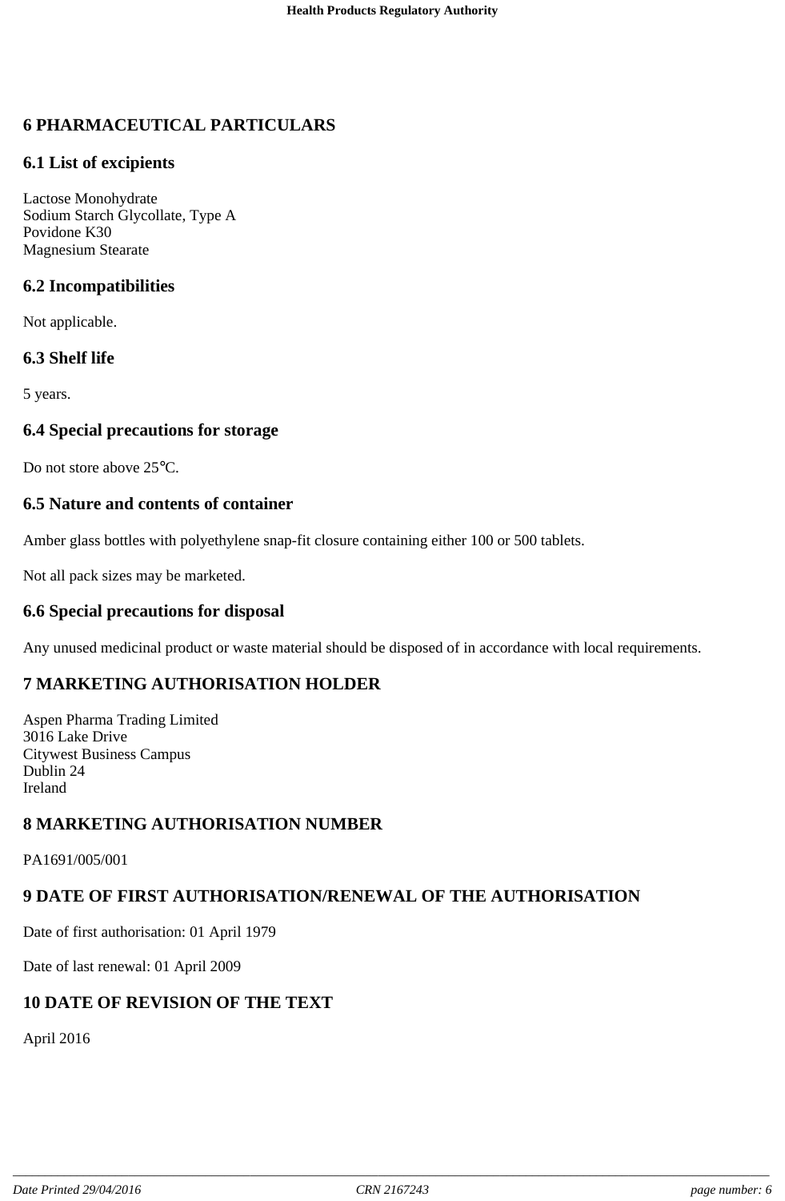# 6 PHARMACEUTICAL PARTICULARS

## 6.1 List of excipients

Lactose Monohydrate
Sodium Starch Glycollate, Type A
Povidone K30
Magnesium Stearate

## 6.2 Incompatibilities

Not applicable.

## 6.3 Shelf life

5 years.

## 6.4 Special precautions for storage

Do not store above 25°C.

## 6.5 Nature and contents of container

Amber glass bottles with polyethylene snap-fit closure containing either 100 or 500 tablets.

Not all pack sizes may be marketed.

## 6.6 Special precautions for disposal

Any unused medicinal product or waste material should be disposed of in accordance with local requirements.

# 7 MARKETING AUTHORISATION HOLDER

Aspen Pharma Trading Limited
3016 Lake Drive
Citywest Business Campus
Dublin 24
Ireland

# 8 MARKETING AUTHORISATION NUMBER

PA1691/005/001

# 9 DATE OF FIRST AUTHORISATION/RENEWAL OF THE AUTHORISATION

Date of first authorisation: 01 April 1979

Date of last renewal: 01 April 2009

# 10 DATE OF REVISION OF THE TEXT

April 2016